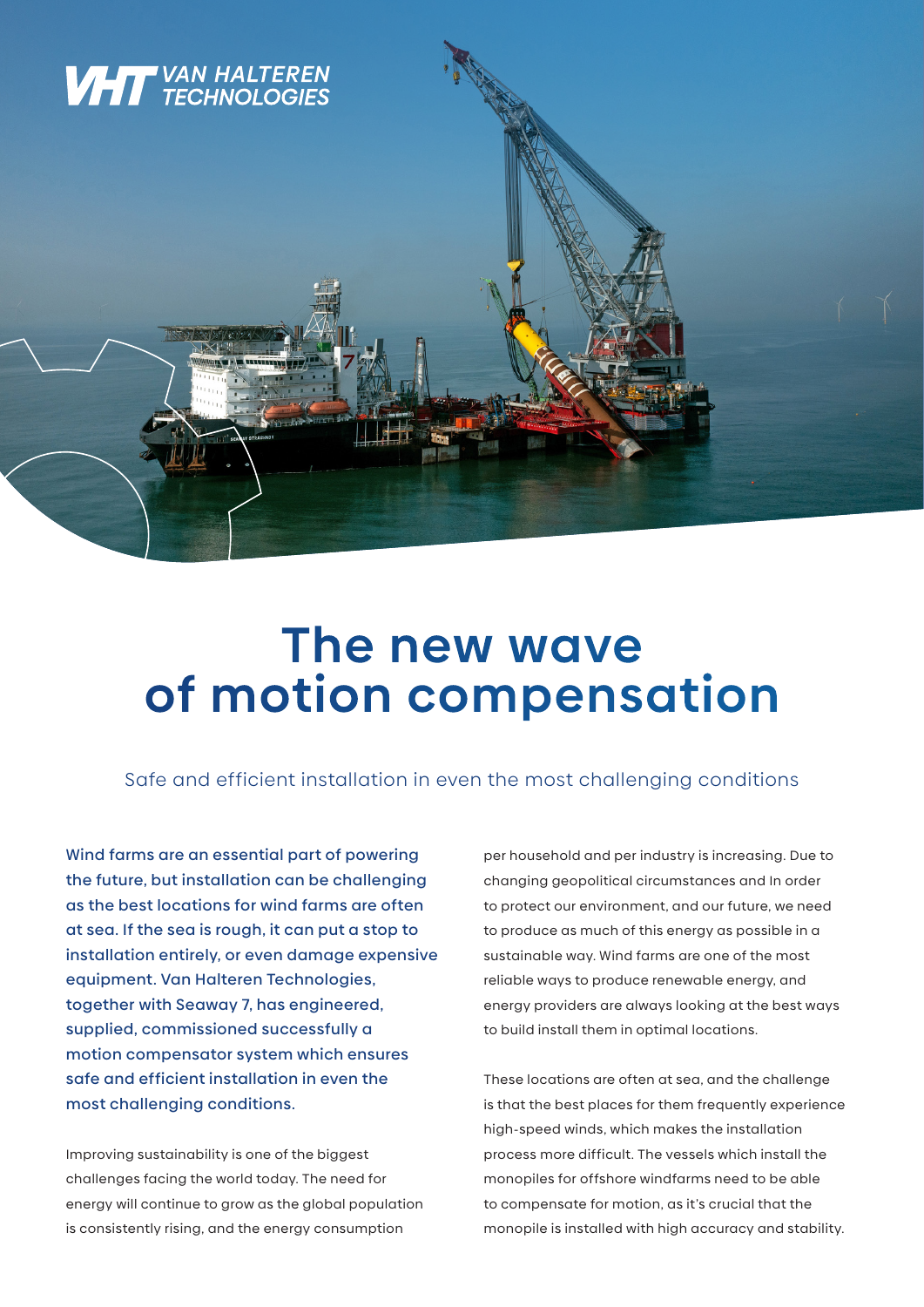VAN HALTEREN TECHNOLOGIES

# The new wave of motion compensation

Safe and efficient installation in even the most challenging conditions

Wind farms are an essential part of powering the future, but installation can be challenging as the best locations for wind farms are often at sea. If the sea is rough, it can put a stop to installation entirely, or even damage expensive equipment. Van Halteren Technologies, together with Seaway 7, has engineered, supplied, commissioned successfully a motion compensator system which ensures safe and efficient installation in even the most challenging conditions.

Improving sustainability is one of the biggest challenges facing the world today. The need for energy will continue to grow as the global population is consistently rising, and the energy consumption per household and per industry is increasing. Due to changing geopolitical circumstances and In order to protect our environment, and our future, we need to produce as much of this energy as possible in a sustainable way. Wind farms are one of the most reliable ways to produce renewable energy, and energy providers are always looking at the best ways to build install them in optimal locations.

These locations are often at sea, and the challenge is that the best places for them frequently experience high-speed winds, which makes the installation process more difficult. The vessels which install the monopiles for offshore windfarms need to be able to compensate for motion, as it's crucial that the monopile is installed with high accuracy and stability.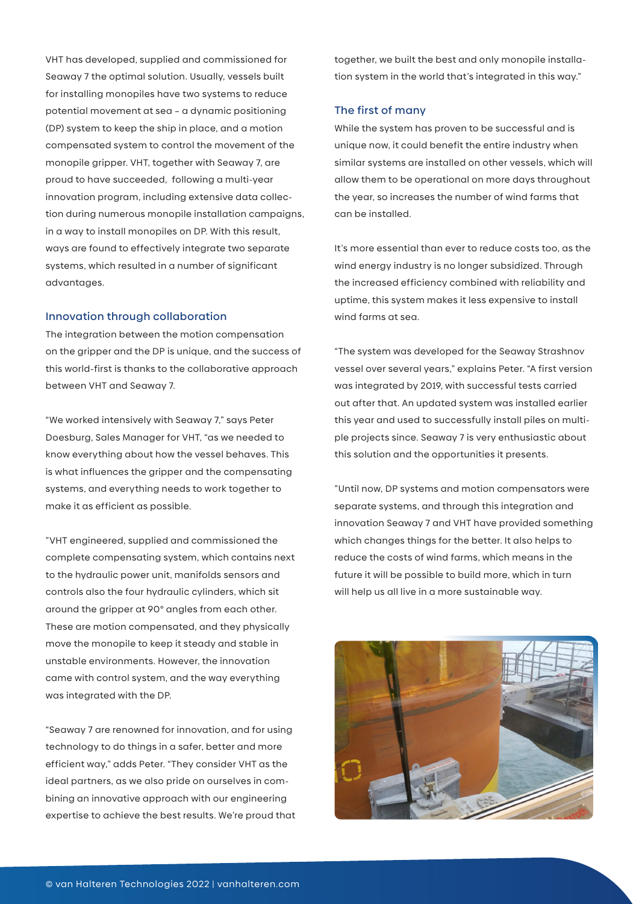VHT has developed, supplied and commissioned for Seaway 7 the optimal solution. Usually, vessels built for installing monopiles have two systems to reduce potential movement at sea – a dynamic positioning (DP) system to keep the ship in place, and a motion compensated system to control the movement of the monopile gripper. VHT, together with Seaway 7, are proud to have succeeded, following a multi-year innovation program, including extensive data collection during numerous monopile installation campaigns, in a way to install monopiles on DP. With this result, ways are found to effectively integrate two separate systems, which resulted in a number of significant advantages.

## Innovation through collaboration

The integration between the motion compensation on the gripper and the DP is unique, and the success of this world-first is thanks to the collaborative approach between VHT and Seaway 7.

"We worked intensively with Seaway 7," says Peter Doesburg, Sales Manager for VHT, "as we needed to know everything about how the vessel behaves. This is what influences the gripper and the compensating systems, and everything needs to work together to make it as efficient as possible.

"VHT engineered, supplied and commissioned the complete compensating system, which contains next to the hydraulic power unit, manifolds sensors and controls also the four hydraulic cylinders, which sit around the gripper at 90° angles from each other. These are motion compensated, and they physically move the monopile to keep it steady and stable in unstable environments. However, the innovation came with control system, and the way everything was integrated with the DP.

"Seaway 7 are renowned for innovation, and for using technology to do things in a safer, better and more efficient way," adds Peter. "They consider VHT as the ideal partners, as we also pride on ourselves in combining an innovative approach with our engineering expertise to achieve the best results. We're proud that together, we built the best and only monopile installation system in the world that's integrated in this way."

## The first of many

While the system has proven to be successful and is unique now, it could benefit the entire industry when similar systems are installed on other vessels, which will allow them to be operational on more days throughout the year, so increases the number of wind farms that can be installed.

It's more essential than ever to reduce costs too, as the wind energy industry is no longer subsidized. Through the increased efficiency combined with reliability and uptime, this system makes it less expensive to install wind farms at sea.

"The system was developed for the Seaway Strashnov vessel over several years," explains Peter. "A first version was integrated by 2019, with successful tests carried out after that. An updated system was installed earlier this year and used to successfully install piles on multiple projects since. Seaway 7 is very enthusiastic about this solution and the opportunities it presents.

"Until now, DP systems and motion compensators were separate systems, and through this integration and innovation Seaway 7 and VHT have provided something which changes things for the better. It also helps to reduce the costs of wind farms, which means in the future it will be possible to build more, which in turn will help us all live in a more sustainable way.

© van Halteren Technologies 2022 | vanhalteren.com